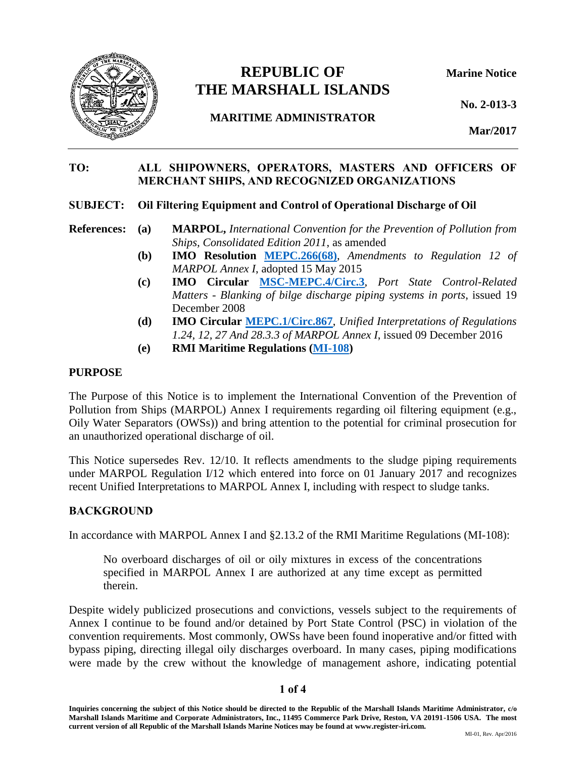# REPUBLIC OF THE MARSHALL ISLANDS

**MARITIME ADMINISTRATOR**

**Marine Notice**

**No. 2-013-3**

**Mar/2017**

---

**TO:** **ALL SHIPOWNERS, OPERATORS, MASTERS AND OFFICERS OF MERCHANT SHIPS, AND RECOGNIZED ORGANIZATIONS**

**SUBJECT:** **Oil Filtering Equipment and Control of Operational Discharge of Oil**

**References:**

- **(a)** **MARPOL,** *International Convention for the Prevention of Pollution from Ships, Consolidated Edition 2011*, as amended
- **(b)** **IMO Resolution MEPC.266(68)**, *Amendments to Regulation 12 of MARPOL Annex I*, adopted 15 May 2015
- **(c)** **IMO Circular MSC-MEPC.4/Circ.3**, *Port State Control-Related Matters - Blanking of bilge discharge piping systems in ports*, issued 19 December 2008
- **(d)** **IMO Circular MEPC.1/Circ.867**, *Unified Interpretations of Regulations 1.24, 12, 27 And 28.3.3 of MARPOL Annex I*, issued 09 December 2016
- **(e)** **RMI Maritime Regulations (MI-108)**

## PURPOSE

The Purpose of this Notice is to implement the International Convention of the Prevention of Pollution from Ships (MARPOL) Annex I requirements regarding oil filtering equipment (e.g., Oily Water Separators (OWSs)) and bring attention to the potential for criminal prosecution for an unauthorized operational discharge of oil.

This Notice supersedes Rev. 12/10. It reflects amendments to the sludge piping requirements under MARPOL Regulation I/12 which entered into force on 01 January 2017 and recognizes recent Unified Interpretations to MARPOL Annex I, including with respect to sludge tanks.

## BACKGROUND

In accordance with MARPOL Annex I and §2.13.2 of the RMI Maritime Regulations (MI-108):

> No overboard discharges of oil or oily mixtures in excess of the concentrations specified in MARPOL Annex I are authorized at any time except as permitted therein.

Despite widely publicized prosecutions and convictions, vessels subject to the requirements of Annex I continue to be found and/or detained by Port State Control (PSC) in violation of the convention requirements. Most commonly, OWSs have been found inoperative and/or fitted with bypass piping, directing illegal oily discharges overboard. In many cases, piping modifications were made by the crew without the knowledge of management ashore, indicating potential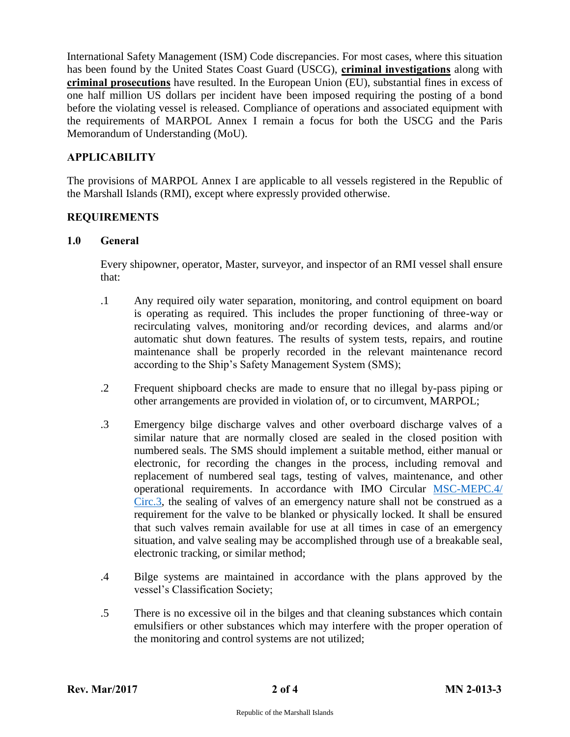International Safety Management (ISM) Code discrepancies. For most cases, where this situation has been found by the United States Coast Guard (USCG), **criminal investigations** along with **criminal prosecutions** have resulted. In the European Union (EU), substantial fines in excess of one half million US dollars per incident have been imposed requiring the posting of a bond before the violating vessel is released. Compliance of operations and associated equipment with the requirements of MARPOL Annex I remain a focus for both the USCG and the Paris Memorandum of Understanding (MoU).

## APPLICABILITY

The provisions of MARPOL Annex I are applicable to all vessels registered in the Republic of the Marshall Islands (RMI), except where expressly provided otherwise.

## REQUIREMENTS

### 1.0 General

Every shipowner, operator, Master, surveyor, and inspector of an RMI vessel shall ensure that:

.1 Any required oily water separation, monitoring, and control equipment on board is operating as required. This includes the proper functioning of three-way or recirculating valves, monitoring and/or recording devices, and alarms and/or automatic shut down features. The results of system tests, repairs, and routine maintenance shall be properly recorded in the relevant maintenance record according to the Ship's Safety Management System (SMS);

.2 Frequent shipboard checks are made to ensure that no illegal by-pass piping or other arrangements are provided in violation of, or to circumvent, MARPOL;

.3 Emergency bilge discharge valves and other overboard discharge valves of a similar nature that are normally closed are sealed in the closed position with numbered seals. The SMS should implement a suitable method, either manual or electronic, for recording the changes in the process, including removal and replacement of numbered seal tags, testing of valves, maintenance, and other operational requirements. In accordance with IMO Circular MSC-MEPC.4/Circ.3, the sealing of valves of an emergency nature shall not be construed as a requirement for the valve to be blanked or physically locked. It shall be ensured that such valves remain available for use at all times in case of an emergency situation, and valve sealing may be accomplished through use of a breakable seal, electronic tracking, or similar method;

.4 Bilge systems are maintained in accordance with the plans approved by the vessel's Classification Society;

.5 There is no excessive oil in the bilges and that cleaning substances which contain emulsifiers or other substances which may interfere with the proper operation of the monitoring and control systems are not utilized;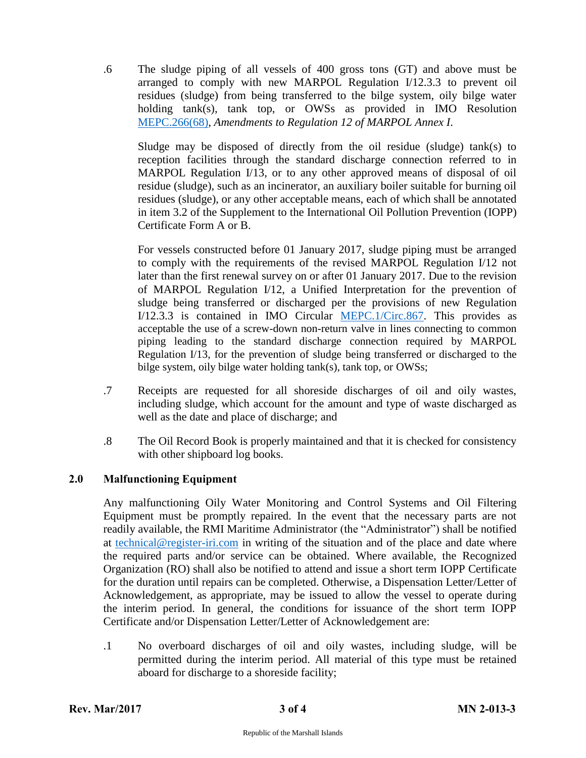.6 The sludge piping of all vessels of 400 gross tons (GT) and above must be arranged to comply with new MARPOL Regulation I/12.3.3 to prevent oil residues (sludge) from being transferred to the bilge system, oily bilge water holding tank(s), tank top, or OWSs as provided in IMO Resolution MEPC.266(68), *Amendments to Regulation 12 of MARPOL Annex I*.

Sludge may be disposed of directly from the oil residue (sludge) tank(s) to reception facilities through the standard discharge connection referred to in MARPOL Regulation I/13, or to any other approved means of disposal of oil residue (sludge), such as an incinerator, an auxiliary boiler suitable for burning oil residues (sludge), or any other acceptable means, each of which shall be annotated in item 3.2 of the Supplement to the International Oil Pollution Prevention (IOPP) Certificate Form A or B.

For vessels constructed before 01 January 2017, sludge piping must be arranged to comply with the requirements of the revised MARPOL Regulation I/12 not later than the first renewal survey on or after 01 January 2017. Due to the revision of MARPOL Regulation I/12, a Unified Interpretation for the prevention of sludge being transferred or discharged per the provisions of new Regulation I/12.3.3 is contained in IMO Circular MEPC.1/Circ.867. This provides as acceptable the use of a screw-down non-return valve in lines connecting to common piping leading to the standard discharge connection required by MARPOL Regulation I/13, for the prevention of sludge being transferred or discharged to the bilge system, oily bilge water holding tank(s), tank top, or OWSs;

.7 Receipts are requested for all shoreside discharges of oil and oily wastes, including sludge, which account for the amount and type of waste discharged as well as the date and place of discharge; and

.8 The Oil Record Book is properly maintained and that it is checked for consistency with other shipboard log books.

## 2.0 Malfunctioning Equipment

Any malfunctioning Oily Water Monitoring and Control Systems and Oil Filtering Equipment must be promptly repaired. In the event that the necessary parts are not readily available, the RMI Maritime Administrator (the "Administrator") shall be notified at technical@register-iri.com in writing of the situation and of the place and date where the required parts and/or service can be obtained. Where available, the Recognized Organization (RO) shall also be notified to attend and issue a short term IOPP Certificate for the duration until repairs can be completed. Otherwise, a Dispensation Letter/Letter of Acknowledgement, as appropriate, may be issued to allow the vessel to operate during the interim period. In general, the conditions for issuance of the short term IOPP Certificate and/or Dispensation Letter/Letter of Acknowledgement are:

.1 No overboard discharges of oil and oily wastes, including sludge, will be permitted during the interim period. All material of this type must be retained aboard for discharge to a shoreside facility;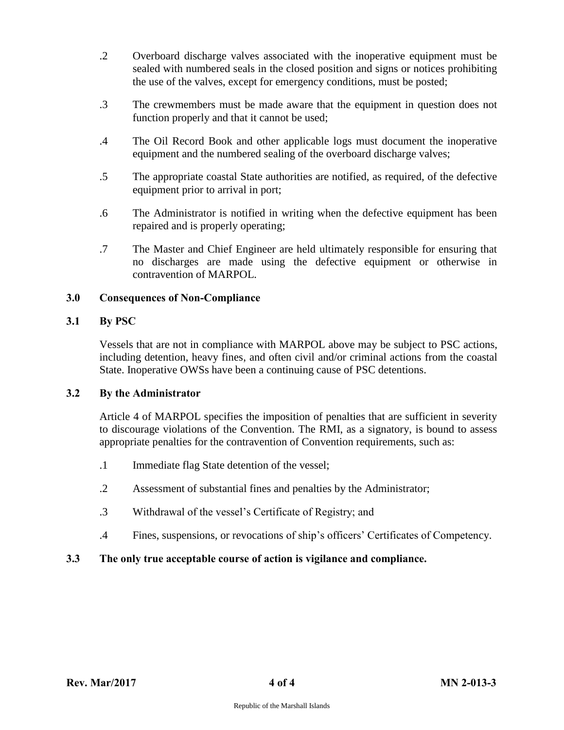.2 Overboard discharge valves associated with the inoperative equipment must be sealed with numbered seals in the closed position and signs or notices prohibiting the use of the valves, except for emergency conditions, must be posted;

.3 The crewmembers must be made aware that the equipment in question does not function properly and that it cannot be used;

.4 The Oil Record Book and other applicable logs must document the inoperative equipment and the numbered sealing of the overboard discharge valves;

.5 The appropriate coastal State authorities are notified, as required, of the defective equipment prior to arrival in port;

.6 The Administrator is notified in writing when the defective equipment has been repaired and is properly operating;

.7 The Master and Chief Engineer are held ultimately responsible for ensuring that no discharges are made using the defective equipment or otherwise in contravention of MARPOL.

## 3.0 Consequences of Non-Compliance

### 3.1 By PSC

Vessels that are not in compliance with MARPOL above may be subject to PSC actions, including detention, heavy fines, and often civil and/or criminal actions from the coastal State. Inoperative OWSs have been a continuing cause of PSC detentions.

### 3.2 By the Administrator

Article 4 of MARPOL specifies the imposition of penalties that are sufficient in severity to discourage violations of the Convention. The RMI, as a signatory, is bound to assess appropriate penalties for the contravention of Convention requirements, such as:

.1 Immediate flag State detention of the vessel;

.2 Assessment of substantial fines and penalties by the Administrator;

.3 Withdrawal of the vessel's Certificate of Registry; and

.4 Fines, suspensions, or revocations of ship's officers' Certificates of Competency.

### 3.3 The only true acceptable course of action is vigilance and compliance.